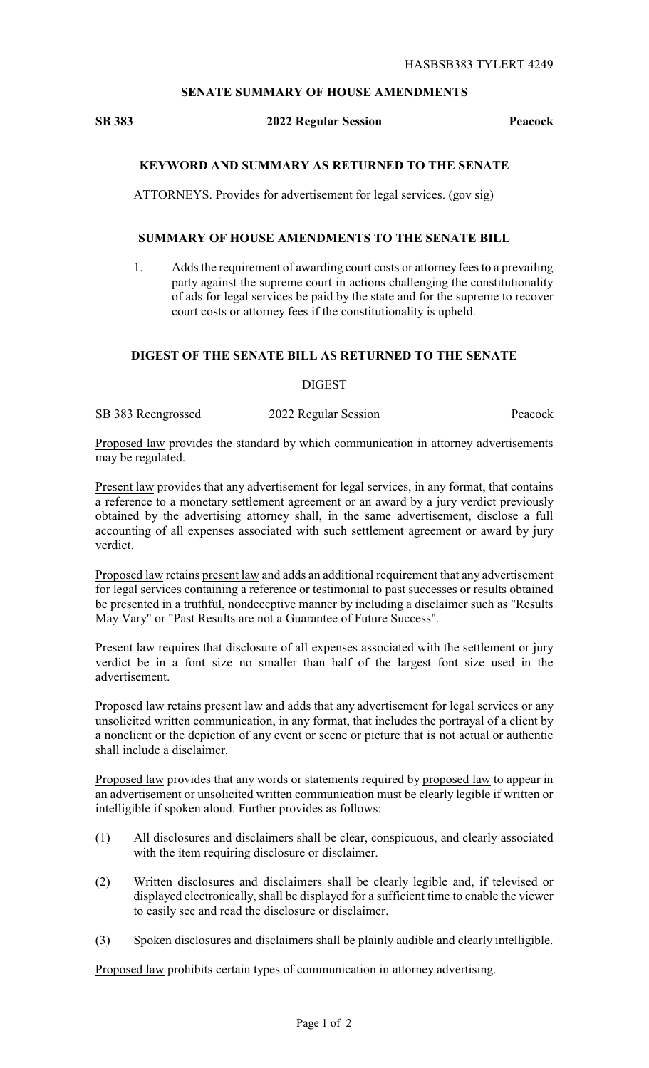HASBSB383 TYLERT 4249

## SENATE SUMMARY OF HOUSE AMENDMENTS

**SB 383** **2022 Regular Session** **Peacock**

### KEYWORD AND SUMMARY AS RETURNED TO THE SENATE

ATTORNEYS. Provides for advertisement for legal services. (gov sig)

### SUMMARY OF HOUSE AMENDMENTS TO THE SENATE BILL

1. Adds the requirement of awarding court costs or attorney fees to a prevailing party against the supreme court in actions challenging the constitutionality of ads for legal services be paid by the state and for the supreme to recover court costs or attorney fees if the constitutionality is upheld.

### DIGEST OF THE SENATE BILL AS RETURNED TO THE SENATE

DIGEST

SB 383 Reengrossed 2022 Regular Session Peacock

Proposed law provides the standard by which communication in attorney advertisements may be regulated.

Present law provides that any advertisement for legal services, in any format, that contains a reference to a monetary settlement agreement or an award by a jury verdict previously obtained by the advertising attorney shall, in the same advertisement, disclose a full accounting of all expenses associated with such settlement agreement or award by jury verdict.

Proposed law retains present law and adds an additional requirement that any advertisement for legal services containing a reference or testimonial to past successes or results obtained be presented in a truthful, nondeceptive manner by including a disclaimer such as "Results May Vary" or "Past Results are not a Guarantee of Future Success".

Present law requires that disclosure of all expenses associated with the settlement or jury verdict be in a font size no smaller than half of the largest font size used in the advertisement.

Proposed law retains present law and adds that any advertisement for legal services or any unsolicited written communication, in any format, that includes the portrayal of a client by a nonclient or the depiction of any event or scene or picture that is not actual or authentic shall include a disclaimer.

Proposed law provides that any words or statements required by proposed law to appear in an advertisement or unsolicited written communication must be clearly legible if written or intelligible if spoken aloud. Further provides as follows:

(1) All disclosures and disclaimers shall be clear, conspicuous, and clearly associated with the item requiring disclosure or disclaimer.

(2) Written disclosures and disclaimers shall be clearly legible and, if televised or displayed electronically, shall be displayed for a sufficient time to enable the viewer to easily see and read the disclosure or disclaimer.

(3) Spoken disclosures and disclaimers shall be plainly audible and clearly intelligible.

Proposed law prohibits certain types of communication in attorney advertising.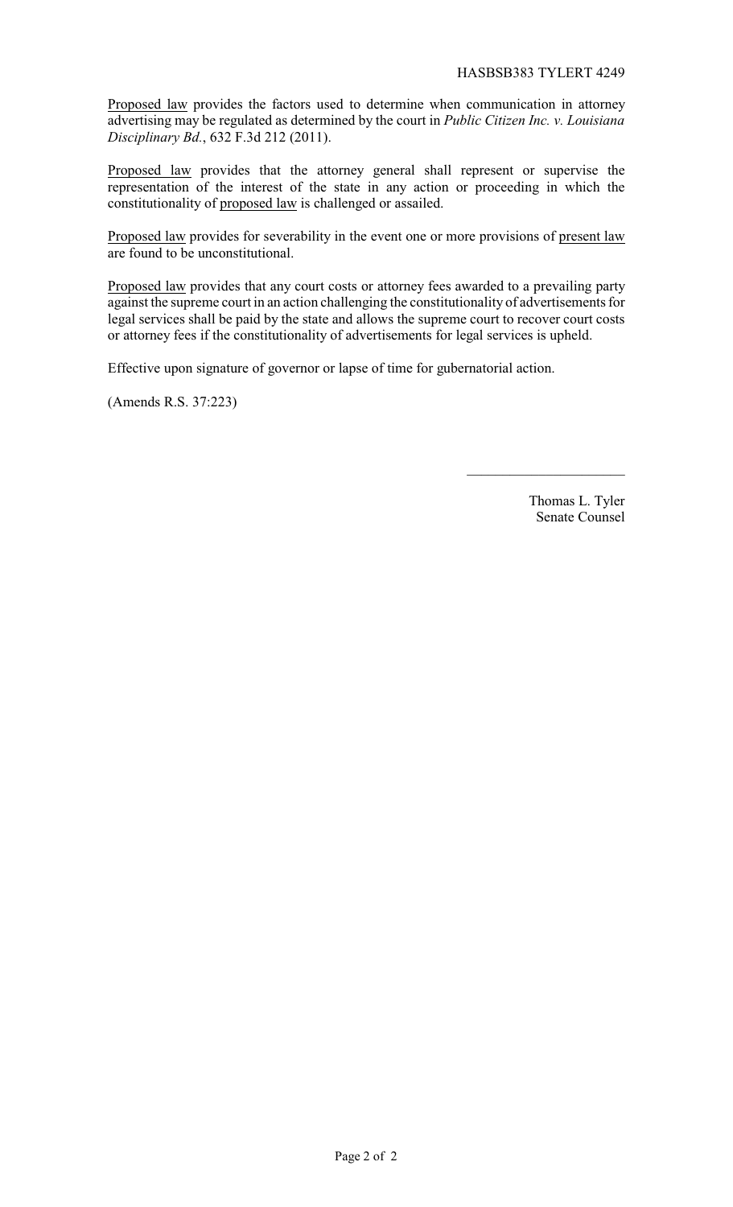Proposed law provides the factors used to determine when communication in attorney advertising may be regulated as determined by the court in *Public Citizen Inc. v. Louisiana Disciplinary Bd.*, 632 F.3d 212 (2011).

Proposed law provides that the attorney general shall represent or supervise the representation of the interest of the state in any action or proceeding in which the constitutionality of proposed law is challenged or assailed.

Proposed law provides for severability in the event one or more provisions of present law are found to be unconstitutional.

Proposed law provides that any court costs or attorney fees awarded to a prevailing party against the supreme court in an action challenging the constitutionality of advertisements for legal services shall be paid by the state and allows the supreme court to recover court costs or attorney fees if the constitutionality of advertisements for legal services is upheld.

Effective upon signature of governor or lapse of time for gubernatorial action.

(Amends R.S. 37:223)

Thomas L. Tyler
Senate Counsel